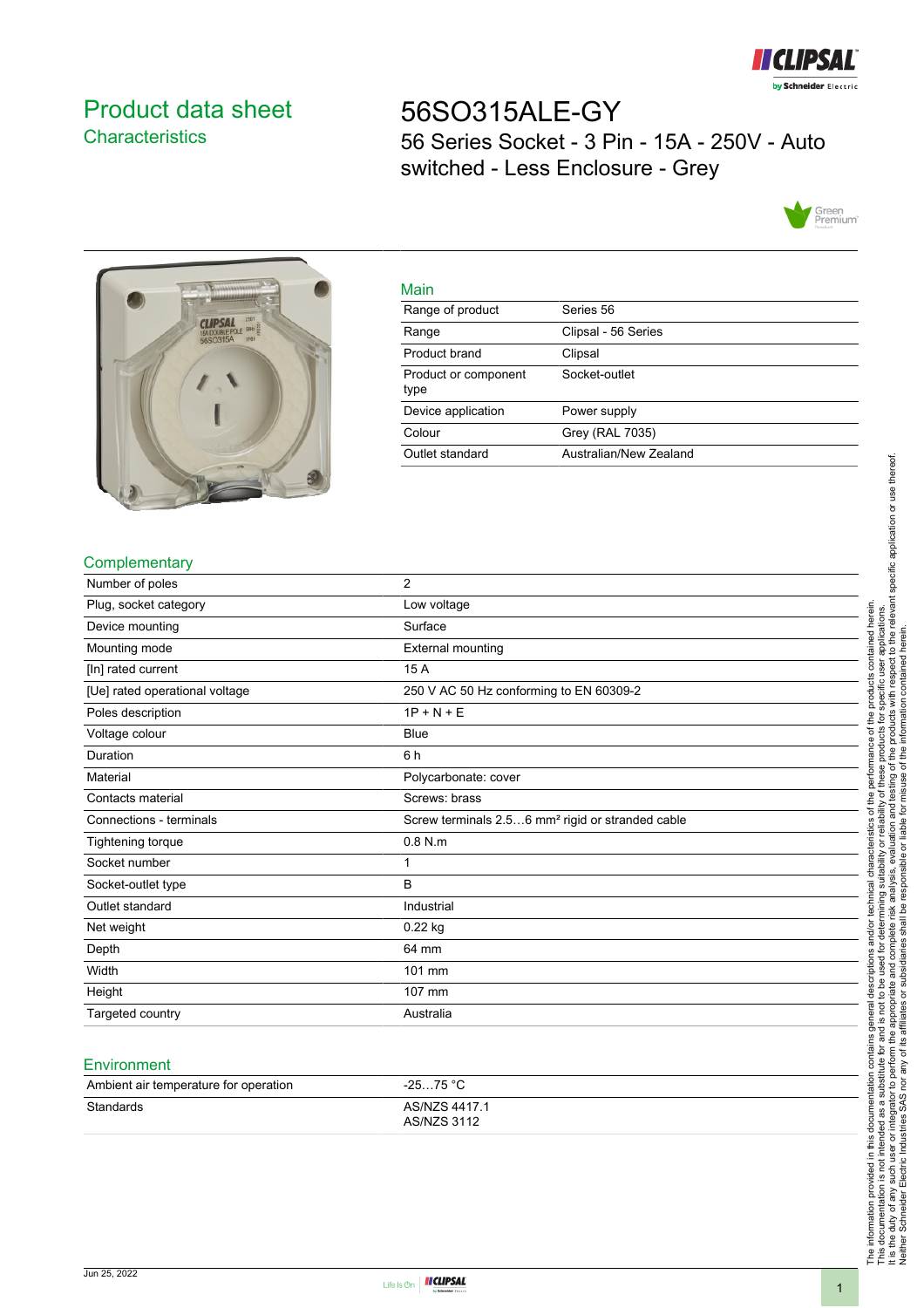# Product data sheet

## Characteristics

# 56SO315ALE-GY

56 Series Socket - 3 Pin - 15A - 250V - Auto switched - Less Enclosure - Grey

## Main

| | |
|---|---|
| Range of product | Series 56 |
| Range | Clipsal - 56 Series |
| Product brand | Clipsal |
| Product or component type | Socket-outlet |
| Device application | Power supply |
| Colour | Grey (RAL 7035) |
| Outlet standard | Australian/New Zealand |

## Complementary

| | |
|---|---|
| Number of poles | 2 |
| Plug, socket category | Low voltage |
| Device mounting | Surface |
| Mounting mode | External mounting |
| [In] rated current | 15 A |
| [Ue] rated operational voltage | 250 V AC 50 Hz conforming to EN 60309-2 |
| Poles description | 1P + N + E |
| Voltage colour | Blue |
| Duration | 6 h |
| Material | Polycarbonate: cover |
| Contacts material | Screws: brass |
| Connections - terminals | Screw terminals 2.5…6 mm² rigid or stranded cable |
| Tightening torque | 0.8 N.m |
| Socket number | 1 |
| Socket-outlet type | B |
| Outlet standard | Industrial |
| Net weight | 0.22 kg |
| Depth | 64 mm |
| Width | 101 mm |
| Height | 107 mm |
| Targeted country | Australia |

## Environment

| | |
|---|---|
| Ambient air temperature for operation | -25…75 °C |
| Standards | AS/NZS 4417.1<br>AS/NZS 3112 |

The information provided in this documentation contains general descriptions and/or technical characteristics of the performance of the products contained herein. This documentation is not intended as a substitute for and is not to be used for determining suitability or reliability of these products for specific user applications. It is the duty of any such user or integrator to perform the appropriate and complete risk analysis, evaluation and testing of the products with respect to the relevant specific application or use thereof. Neither Schneider Electric Industries SAS nor any of its affiliates or subsidiaries shall be responsible or liable for misuse of the information contained herein.

Jun 25, 2022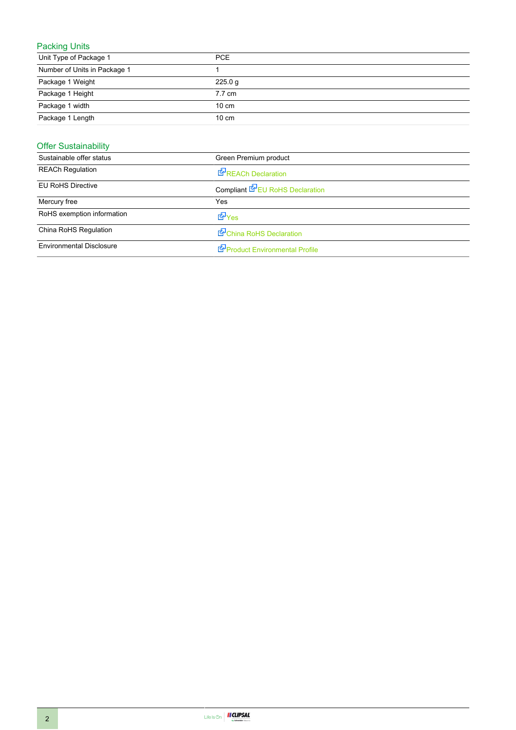## Packing Units

| | |
|---|---|
| Unit Type of Package 1 | PCE |
| Number of Units in Package 1 | 1 |
| Package 1 Weight | 225.0 g |
| Package 1 Height | 7.7 cm |
| Package 1 width | 10 cm |
| Package 1 Length | 10 cm |

## Offer Sustainability

| | |
|---|---|
| Sustainable offer status | Green Premium product |
| REACh Regulation | REACh Declaration |
| EU RoHS Directive | Compliant EU RoHS Declaration |
| Mercury free | Yes |
| RoHS exemption information | Yes |
| China RoHS Regulation | China RoHS Declaration |
| Environmental Disclosure | Product Environmental Profile |